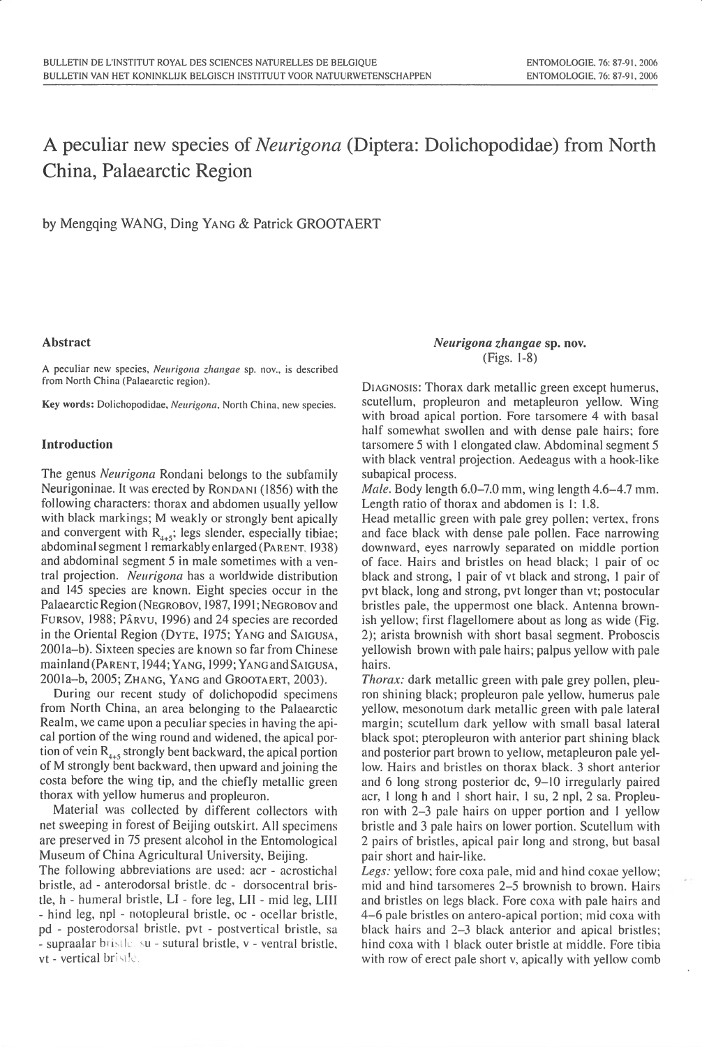# A peculiar new species of *Neurigona* (Diptera: Dolichopodidae) from North China, Palaearctic Region

by Mengqing WANG, Ding YANG & Patrick GROOTAERT

## Abstract

A peculiar new species, *Neurigona zhangae* sp. nov., is described from North China (Palaearctic region).

**Key words:** Dolichopodidae, *Neurigona*, North China, new species.

## Introduction

The genus *Neurigona* Rondani belongs to the subfamily Neurigoninae. It was erected by RONDANI (1856) with the following characters: thorax and abdomen usually yellow with black markings; M weakly or strongly bent apically and convergent with $R_{4+5}$; legs slender, especially tibiae; abdominal segment 1 remarkably enlarged (PARENT. 1938) and abdominal segment 5 in male sometimes with a ventral projection. *Neurigona* has a worldwide distribution and 145 species are known. Eight species occur in the Palaearctic Region (NEGROBOV, 1987, 1991; NEGROBOV and FURSOV, 1988; PÂRVU, 1996) and 24 species are recorded in the Oriental Region (DYTE, 1975; YANG and SAIGUSA, 2001a–b). Sixteen species are known so far from Chinese mainland (PARENT, 1944; YANG, 1999; YANG and SAIGUSA, 2001a–b, 2005; ZHANG, YANG and GROOTAERT, 2003).

During our recent study of dolichopodid specimens from North China, an area belonging to the Palaearctic Realm, we came upon a peculiar species in having the apical portion of the wing round and widened, the apical portion of vein $R_{4+5}$ strongly bent backward, the apical portion of M strongly bent backward, then upward and joining the costa before the wing tip, and the chiefly metallic green thorax with yellow humerus and propleuron.

Material was collected by different collectors with net sweeping in forest of Beijing outskirt. All specimens are preserved in 75 present alcohol in the Entomological Museum of China Agricultural University, Beijing.

The following abbreviations are used: acr - acrostichal bristle, ad - anterodorsal bristle, dc - dorsocentral bristle, h - humeral bristle, LI - fore leg, LII - mid leg, LIII - hind leg, npl - notopleural bristle, oc - ocellar bristle, pd - posterodorsal bristle, pvt - postvertical bristle, sa - supraalar bristle, su - sutural bristle, v - ventral bristle, vt - vertical bristle.

### *Neurigona zhangae* sp. nov.

(Figs. 1-8)

DIAGNOSIS: Thorax dark metallic green except humerus, scutellum, propleuron and metapleuron yellow. Wing with broad apical portion. Fore tarsomere 4 with basal half somewhat swollen and with dense pale hairs; fore tarsomere 5 with 1 elongated claw. Abdominal segment 5 with black ventral projection. Aedeagus with a hook-like subapical process.

*Male.* Body length 6.0–7.0 mm, wing length 4.6–4.7 mm. Length ratio of thorax and abdomen is 1: 1.8.

Head metallic green with pale grey pollen; vertex, frons and face black with dense pale pollen. Face narrowing downward, eyes narrowly separated on middle portion of face. Hairs and bristles on head black; 1 pair of oc black and strong, 1 pair of vt black and strong, 1 pair of pvt black, long and strong, pvt longer than vt; postocular bristles pale, the uppermost one black. Antenna brownish yellow; first flagellomere about as long as wide (Fig. 2); arista brownish with short basal segment. Proboscis yellowish brown with pale hairs; palpus yellow with pale hairs.

*Thorax:* dark metallic green with pale grey pollen, pleuron shining black; propleuron pale yellow, humerus pale yellow, mesonotum dark metallic green with pale lateral margin; scutellum dark yellow with small basal lateral black spot; pteropleuron with anterior part shining black and posterior part brown to yellow, metapleuron pale yellow. Hairs and bristles on thorax black. 3 short anterior and 6 long strong posterior dc, 9–10 irregularly paired acr, 1 long h and 1 short hair, 1 su, 2 npl, 2 sa. Propleuron with 2–3 pale hairs on upper portion and 1 yellow bristle and 3 pale hairs on lower portion. Scutellum with 2 pairs of bristles, apical pair long and strong, but basal pair short and hair-like.

*Legs:* yellow; fore coxa pale, mid and hind coxae yellow; mid and hind tarsomeres 2–5 brownish to brown. Hairs and bristles on legs black. Fore coxa with pale hairs and 4–6 pale bristles on antero-apical portion; mid coxa with black hairs and 2–3 black anterior and apical bristles; hind coxa with 1 black outer bristle at middle. Fore tibia with row of erect pale short v, apically with yellow comb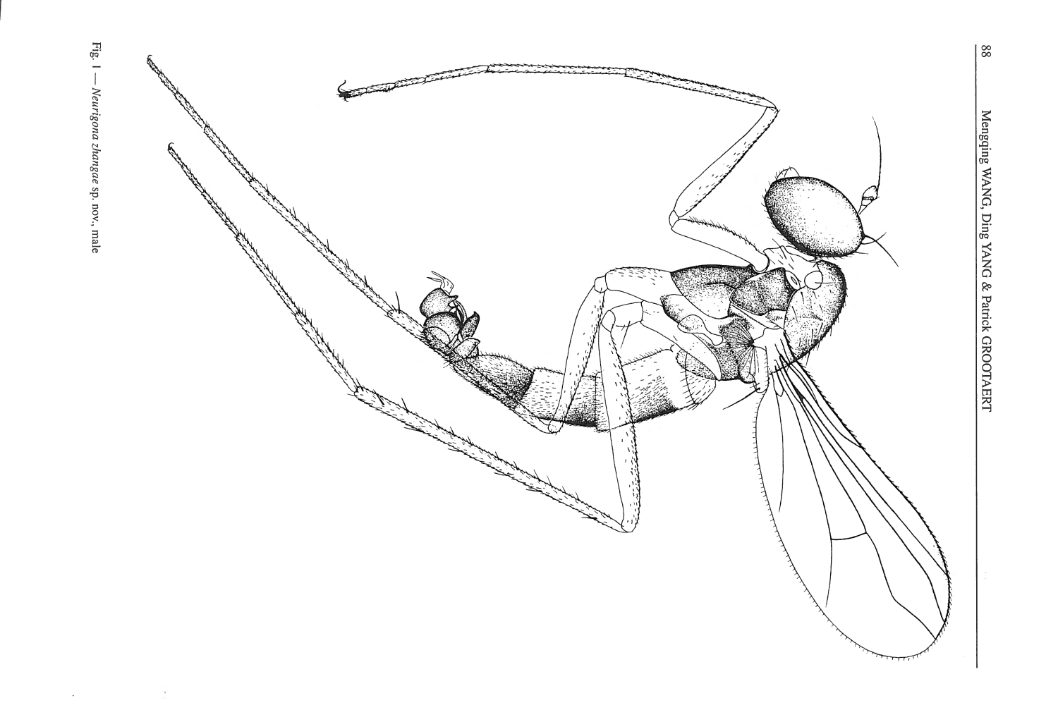Fig. 1 — *Neurigona zhangae* sp. nov., male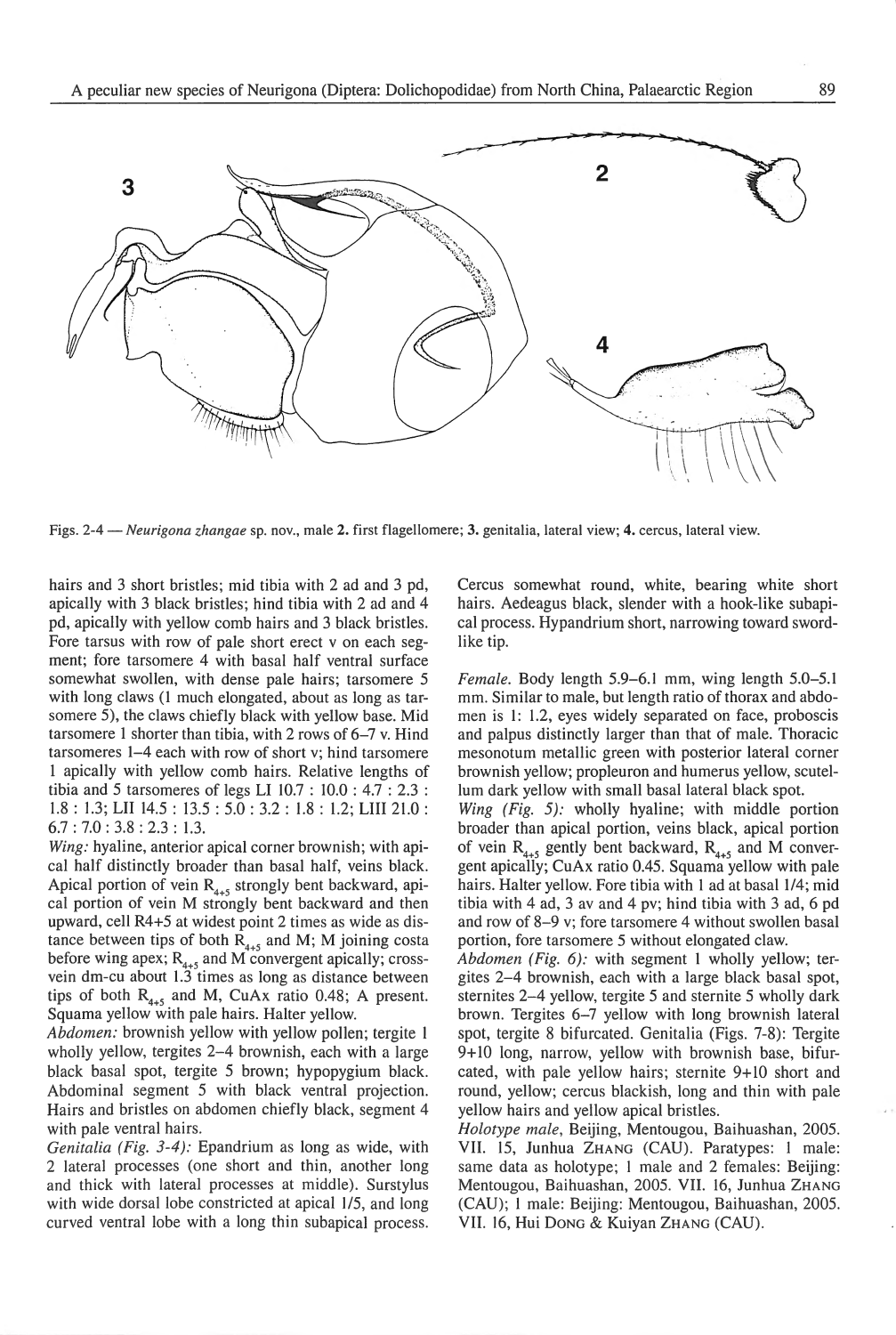Figs. 2-4 — *Neurigona zhangae* sp. nov., male **2.** first flagellomere; **3.** genitalia, lateral view; **4.** cercus, lateral view.

hairs and 3 short bristles; mid tibia with 2 ad and 3 pd, apically with 3 black bristles; hind tibia with 2 ad and 4 pd, apically with yellow comb hairs and 3 black bristles. Fore tarsus with row of pale short erect v on each segment; fore tarsomere 4 with basal half ventral surface somewhat swollen, with dense pale hairs; tarsomere 5 with long claws (1 much elongated, about as long as tarsomere 5), the claws chiefly black with yellow base. Mid tarsomere 1 shorter than tibia, with 2 rows of 6–7 v. Hind tarsomeres 1–4 each with row of short v; hind tarsomere 1 apically with yellow comb hairs. Relative lengths of tibia and 5 tarsomeres of legs LI 10.7 : 10.0 : 4.7 : 2.3 : 1.8 : 1.3; LII 14.5 : 13.5 : 5.0 : 3.2 : 1.8 : 1.2; LIII 21.0 : 6.7 : 7.0 : 3.8 : 2.3 : 1.3.

*Wing:* hyaline, anterior apical corner brownish; with apical half distinctly broader than basal half, veins black. Apical portion of vein $R_{4+5}$ strongly bent backward, apical portion of vein M strongly bent backward and then upward, cell R4+5 at widest point 2 times as wide as distance between tips of both $R_{4+5}$ and M; M joining costa before wing apex; $R_{4+5}$ and M convergent apically; crossvein dm-cu about 1.3 times as long as distance between tips of both $R_{4+5}$ and M, CuAx ratio 0.48; A present. Squama yellow with pale hairs. Halter yellow.

*Abdomen:* brownish yellow with yellow pollen; tergite 1 wholly yellow, tergites 2–4 brownish, each with a large black basal spot, tergite 5 brown; hypopygium black. Abdominal segment 5 with black ventral projection. Hairs and bristles on abdomen chiefly black, segment 4 with pale ventral hairs.

*Genitalia (Fig. 3-4):* Epandrium as long as wide, with 2 lateral processes (one short and thin, another long and thick with lateral processes at middle). Surstylus with wide dorsal lobe constricted at apical 1/5, and long curved ventral lobe with a long thin subapical process. Cercus somewhat round, white, bearing white short hairs. Aedeagus black, slender with a hook-like subapical process. Hypandrium short, narrowing toward sword-like tip.

*Female.* Body length 5.9–6.1 mm, wing length 5.0–5.1 mm. Similar to male, but length ratio of thorax and abdomen is 1: 1.2, eyes widely separated on face, proboscis and palpus distinctly larger than that of male. Thoracic mesonotum metallic green with posterior lateral corner brownish yellow; propleuron and humerus yellow, scutellum dark yellow with small basal lateral black spot.

*Wing (Fig. 5):* wholly hyaline; with middle portion broader than apical portion, veins black, apical portion of vein $R_{4+5}$ gently bent backward, $R_{4+5}$ and M convergent apically; CuAx ratio 0.45. Squama yellow with pale hairs. Halter yellow. Fore tibia with 1 ad at basal 1/4; mid tibia with 4 ad, 3 av and 4 pv; hind tibia with 3 ad, 6 pd and row of 8–9 v; fore tarsomere 4 without swollen basal portion, fore tarsomere 5 without elongated claw.

*Abdomen (Fig. 6):* with segment 1 wholly yellow; tergites 2–4 brownish, each with a large black basal spot, sternites 2–4 yellow, tergite 5 and sternite 5 wholly dark brown. Tergites 6–7 yellow with long brownish lateral spot, tergite 8 bifurcated. Genitalia (Figs. 7-8): Tergite 9+10 long, narrow, yellow with brownish base, bifurcated, with pale yellow hairs; sternite 9+10 short and round, yellow; cercus blackish, long and thin with pale yellow hairs and yellow apical bristles.

*Holotype male,* Beijing, Mentougou, Baihuashan, 2005. VII. 15, Junhua ZHANG (CAU). Paratypes: 1 male: same data as holotype; 1 male and 2 females: Beijing: Mentougou, Baihuashan, 2005. VII. 16, Junhua ZHANG (CAU); 1 male: Beijing: Mentougou, Baihuashan, 2005. VII. 16, Hui DONG & Kuiyan ZHANG (CAU).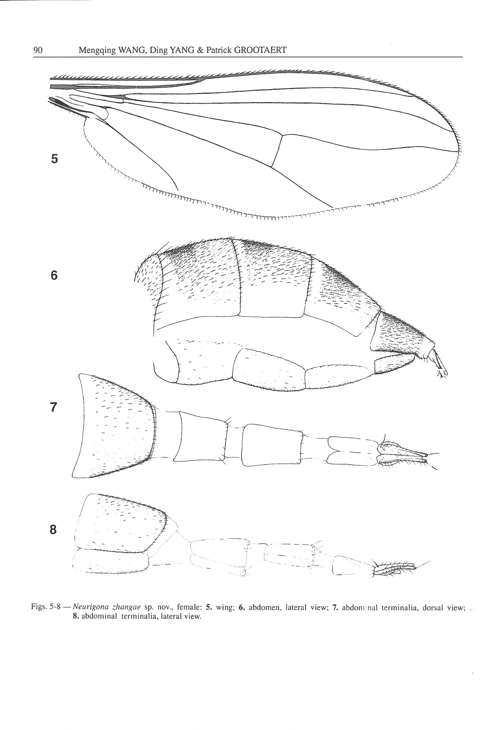Figs. 5-8 — *Neurigona zhangae* sp. nov., female: **5.** wing; **6.** abdomen, lateral view; **7.** abdominal terminalia, dorsal view; **8.** abdominal terminalia, lateral view.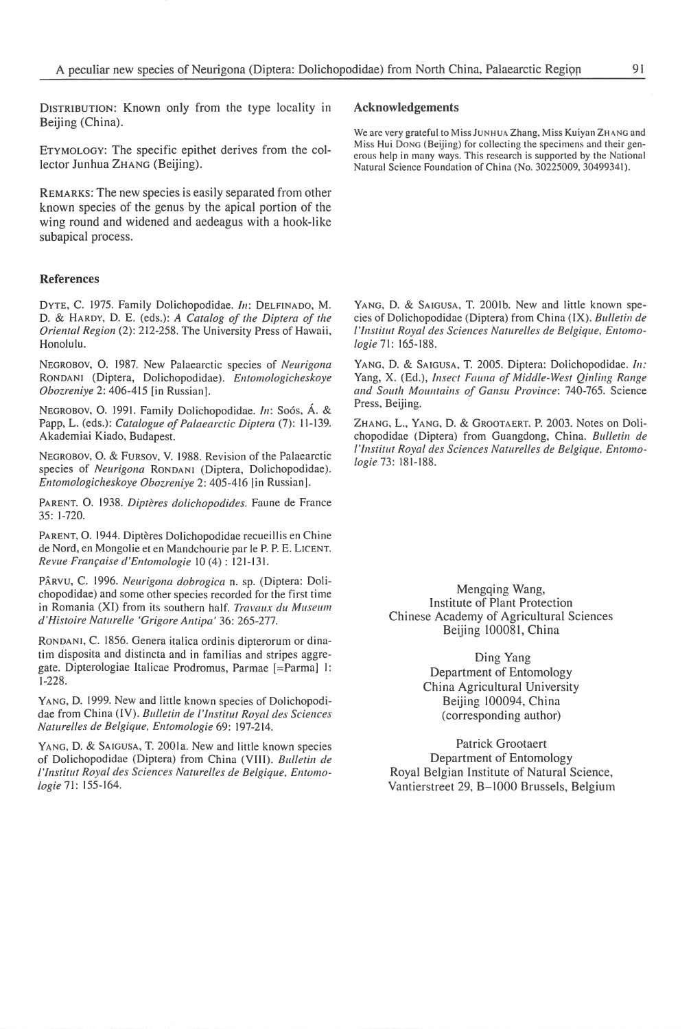DISTRIBUTION: Known only from the type locality in Beijing (China).

ETYMOLOGY: The specific epithet derives from the collector Junhua ZHANG (Beijing).

REMARKS: The new species is easily separated from other known species of the genus by the apical portion of the wing round and widened and aedeagus with a hook-like subapical process.

## Acknowledgements

We are very grateful to Miss JUNHUA Zhang, Miss Kuiyan ZHANG and Miss Hui DONG (Beijing) for collecting the specimens and their generous help in many ways. This research is supported by the National Natural Science Foundation of China (No. 30225009, 30499341).

## References

DYTE, C. 1975. Family Dolichopodidae. *In*: DELFINADO, M. D. & HARDY, D. E. (eds.): *A Catalog of the Diptera of the Oriental Region* (2): 212-258. The University Press of Hawaii, Honolulu.

NEGROBOV, O. 1987. New Palaearctic species of *Neurigona* RONDANI (Diptera, Dolichopodidae). *Entomologicheskoye Obozreniye* 2: 406-415 [in Russian].

NEGROBOV, O. 1991. Family Dolichopodidae. *In*: Soós, Á. & Papp, L. (eds.): *Catalogue of Palaearctic Diptera* (7): 11-139. Akademiai Kiado, Budapest.

NEGROBOV, O. & FURSOV, V. 1988. Revision of the Palaearctic species of *Neurigona* RONDANI (Diptera, Dolichopodidae). *Entomologicheskoye Obozreniye* 2: 405-416 [in Russian].

PARENT. O. 1938. *Diptères dolichopodides*. Faune de France 35: 1-720.

PARENT, O. 1944. Diptères Dolichopodidae recueillis en Chine de Nord, en Mongolie et en Mandchourie par le P. P. E. LICENT. *Revue Française d'Entomologie* 10 (4) : 121-131.

PÂRVU, C. 1996. *Neurigona dobrogica* n. sp. (Diptera: Dolichopodidae) and some other species recorded for the first time in Romania (XI) from its southern half. *Travaux du Museum d'Histoire Naturelle 'Grigore Antipa'* 36: 265-277.

RONDANI, C. 1856. Genera italica ordinis dipterorum or dinatim disposita and distincta and in familias and stripes aggregate. Dipterologiae Italicae Prodromus, Parmae [=Parma] 1: 1-228.

YANG, D. 1999. New and little known species of Dolichopodidae from China (IV). *Bulletin de l'Institut Royal des Sciences Naturelles de Belgique, Entomologie* 69: 197-214.

YANG, D. & SAIGUSA, T. 2001a. New and little known species of Dolichopodidae (Diptera) from China (VIII). *Bulletin de l'Institut Royal des Sciences Naturelles de Belgique, Entomologie* 71: 155-164.

YANG, D. & SAIGUSA, T. 2001b. New and little known species of Dolichopodidae (Diptera) from China (IX). *Bulletin de l'Institut Royal des Sciences Naturelles de Belgique, Entomologie* 71: 165-188.

YANG, D. & SAIGUSA, T. 2005. Diptera: Dolichopodidae. *In:* Yang, X. (Ed.), *Insect Fauna of Middle-West Qinling Range and South Mountains of Gansu Province*: 740-765. Science Press, Beijing.

ZHANG, L., YANG, D. & GROOTAERT, P. 2003. Notes on Dolichopodidae (Diptera) from Guangdong, China. *Bulletin de l'Institut Royal des Sciences Naturelles de Belgique, Entomologie* 73: 181-188.

Mengqing Wang,
Institute of Plant Protection
Chinese Academy of Agricultural Sciences
Beijing 100081, China

Ding Yang
Department of Entomology
China Agricultural University
Beijing 100094, China
(corresponding author)

Patrick Grootaert
Department of Entomology
Royal Belgian Institute of Natural Science,
Vantierstreet 29, B–1000 Brussels, Belgium